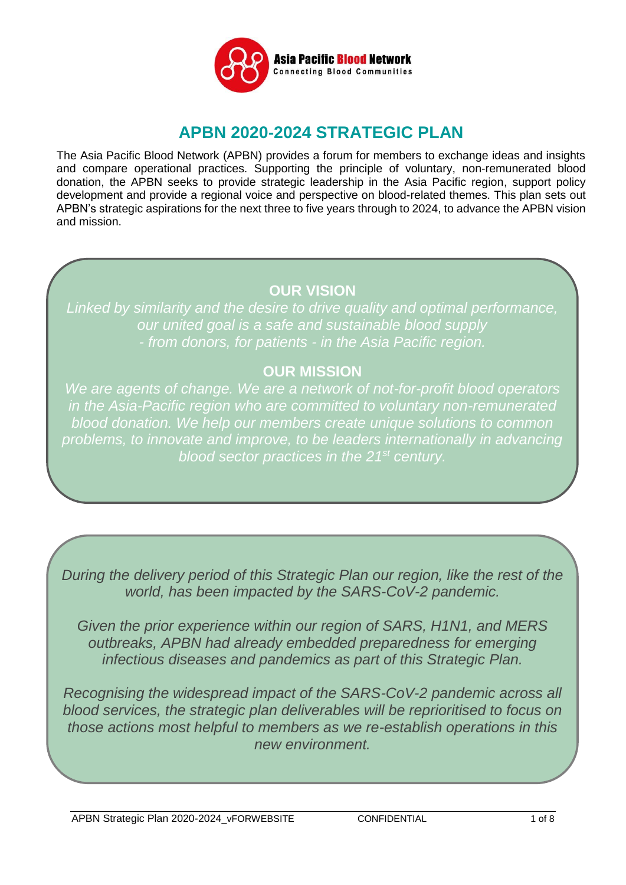Asia Pacific Blood Network
Connecting Blood Communities

# APBN 2020-2024 STRATEGIC PLAN

The Asia Pacific Blood Network (APBN) provides a forum for members to exchange ideas and insights and compare operational practices. Supporting the principle of voluntary, non-remunerated blood donation, the APBN seeks to provide strategic leadership in the Asia Pacific region, support policy development and provide a regional voice and perspective on blood-related themes. This plan sets out APBN's strategic aspirations for the next three to five years through to 2024, to advance the APBN vision and mission.

## OUR VISION

*Linked by similarity and the desire to drive quality and optimal performance, our united goal is a safe and sustainable blood supply - from donors, for patients - in the Asia Pacific region.*

## OUR MISSION

*We are agents of change. We are a network of not-for-profit blood operators in the Asia-Pacific region who are committed to voluntary non-remunerated blood donation. We help our members create unique solutions to common problems, to innovate and improve, to be leaders internationally in advancing blood sector practices in the 21st century.*

*During the delivery period of this Strategic Plan our region, like the rest of the world, has been impacted by the SARS-CoV-2 pandemic.*

*Given the prior experience within our region of SARS, H1N1, and MERS outbreaks, APBN had already embedded preparedness for emerging infectious diseases and pandemics as part of this Strategic Plan.*

*Recognising the widespread impact of the SARS-CoV-2 pandemic across all blood services, the strategic plan deliverables will be reprioritised to focus on those actions most helpful to members as we re-establish operations in this new environment.*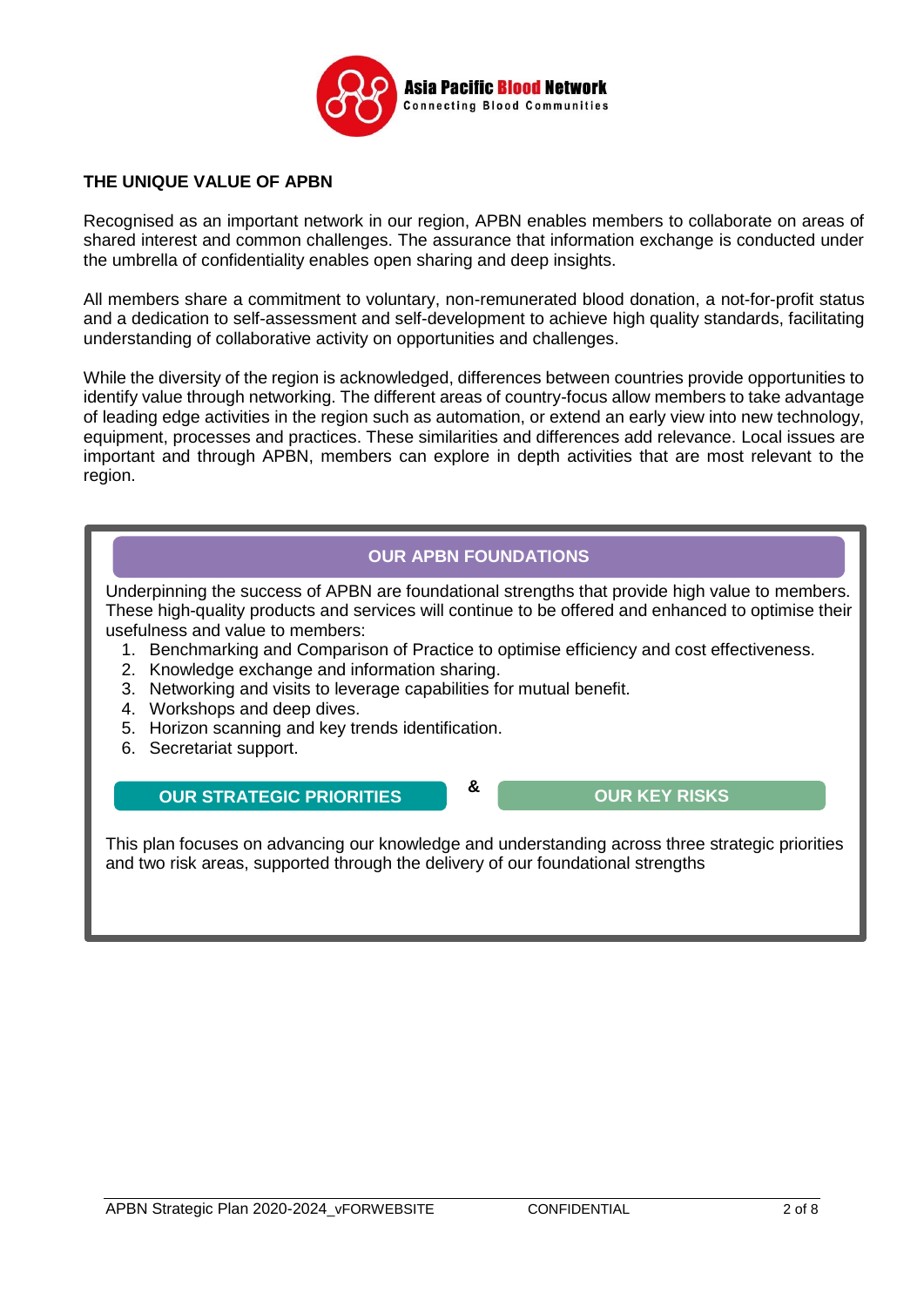## THE UNIQUE VALUE OF APBN

Recognised as an important network in our region, APBN enables members to collaborate on areas of shared interest and common challenges. The assurance that information exchange is conducted under the umbrella of confidentiality enables open sharing and deep insights.

All members share a commitment to voluntary, non-remunerated blood donation, a not-for-profit status and a dedication to self-assessment and self-development to achieve high quality standards, facilitating understanding of collaborative activity on opportunities and challenges.

While the diversity of the region is acknowledged, differences between countries provide opportunities to identify value through networking. The different areas of country-focus allow members to take advantage of leading edge activities in the region such as automation, or extend an early view into new technology, equipment, processes and practices. These similarities and differences add relevance. Local issues are important and through APBN, members can explore in depth activities that are most relevant to the region.

### OUR APBN FOUNDATIONS

Underpinning the success of APBN are foundational strengths that provide high value to members. These high-quality products and services will continue to be offered and enhanced to optimise their usefulness and value to members:

1. Benchmarking and Comparison of Practice to optimise efficiency and cost effectiveness.
2. Knowledge exchange and information sharing.
3. Networking and visits to leverage capabilities for mutual benefit.
4. Workshops and deep dives.
5. Horizon scanning and key trends identification.
6. Secretariat support.

### OUR STRATEGIC PRIORITIES & OUR KEY RISKS

This plan focuses on advancing our knowledge and understanding across three strategic priorities and two risk areas, supported through the delivery of our foundational strengths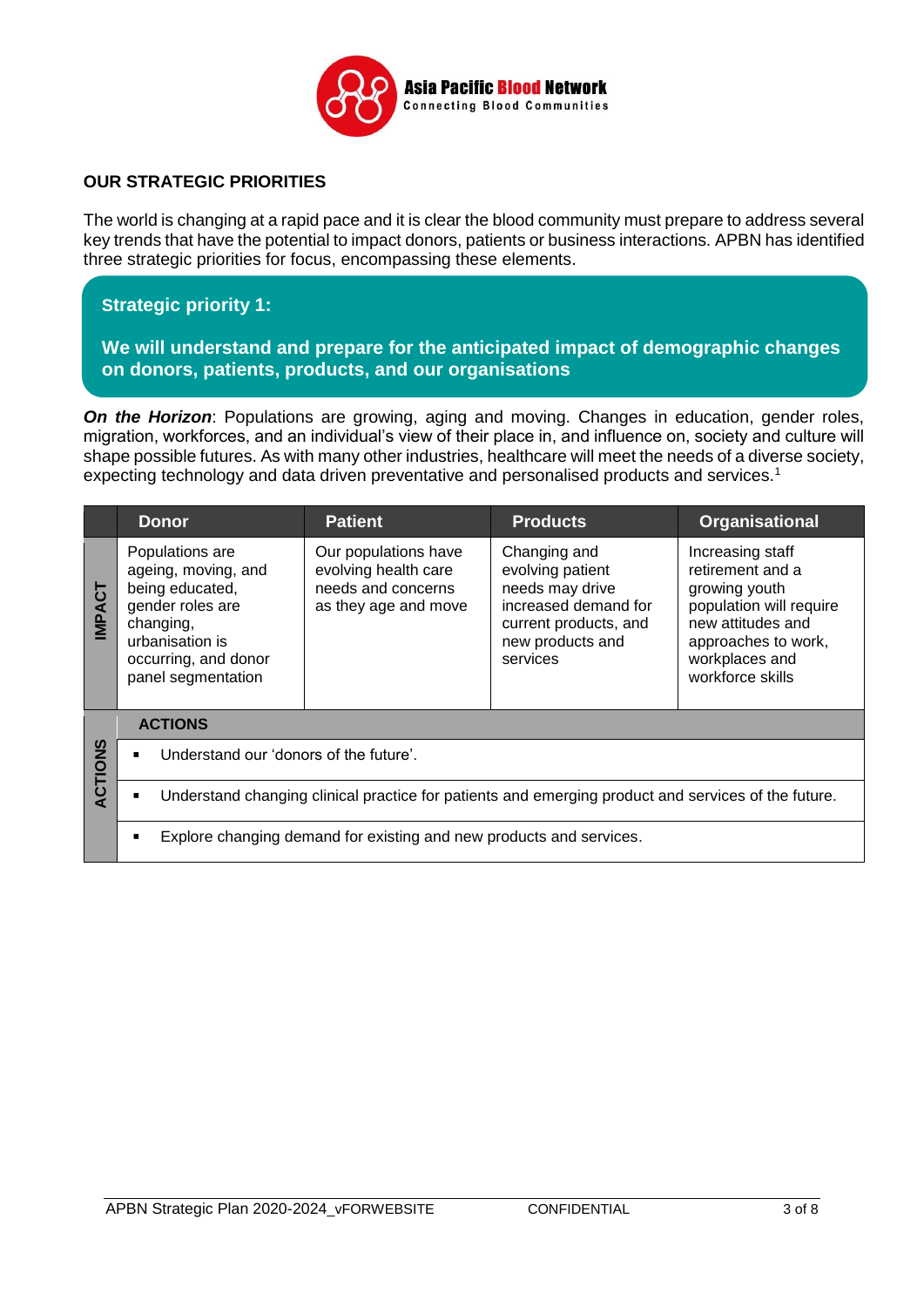## OUR STRATEGIC PRIORITIES

The world is changing at a rapid pace and it is clear the blood community must prepare to address several key trends that have the potential to impact donors, patients or business interactions. APBN has identified three strategic priorities for focus, encompassing these elements.

### Strategic priority 1:

**We will understand and prepare for the anticipated impact of demographic changes on donors, patients, products, and our organisations**

***On the Horizon***: Populations are growing, aging and moving. Changes in education, gender roles, migration, workforces, and an individual's view of their place in, and influence on, society and culture will shape possible futures. As with many other industries, healthcare will meet the needs of a diverse society, expecting technology and data driven preventative and personalised products and services.[1]

| | Donor | Patient | Products | Organisational |
|---|---|---|---|---|
| **IMPACT** | Populations are ageing, moving, and being educated, gender roles are changing, urbanisation is occurring, and donor panel segmentation | Our populations have evolving health care needs and concerns as they age and move | Changing and evolving patient needs may drive increased demand for current products, and new products and services | Increasing staff retirement and a growing youth population will require new attitudes and approaches to work, workplaces and workforce skills |

**ACTIONS**

- Understand our 'donors of the future'.
- Understand changing clinical practice for patients and emerging product and services of the future.
- Explore changing demand for existing and new products and services.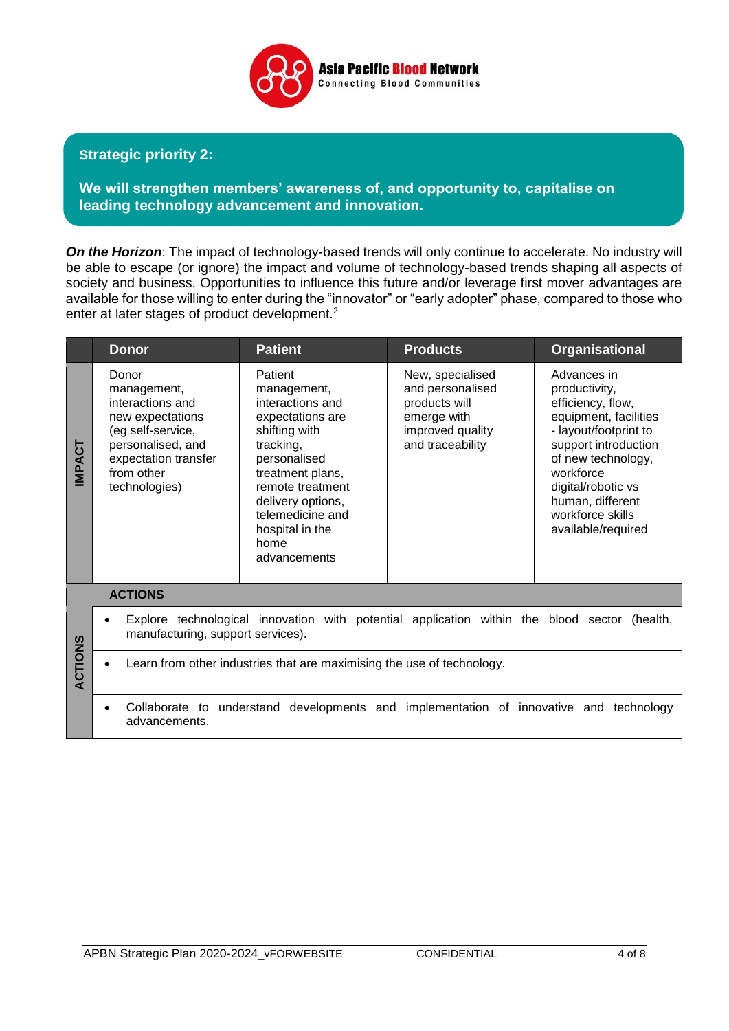## Strategic priority 2:

**We will strengthen members' awareness of, and opportunity to, capitalise on leading technology advancement and innovation.**

***On the Horizon***: The impact of technology-based trends will only continue to accelerate. No industry will be able to escape (or ignore) the impact and volume of technology-based trends shaping all aspects of society and business. Opportunities to influence this future and/or leverage first mover advantages are available for those willing to enter during the "innovator" or "early adopter" phase, compared to those who enter at later stages of product development.[2]

| | Donor | Patient | Products | Organisational |
|---|---|---|---|---|
| **IMPACT** | Donor management, interactions and new expectations (eg self-service, personalised, and expectation transfer from other technologies) | Patient management, interactions and expectations are shifting with tracking, personalised treatment plans, remote treatment delivery options, telemedicine and hospital in the home advancements | New, specialised and personalised products will emerge with improved quality and traceability | Advances in productivity, efficiency, flow, equipment, facilities - layout/footprint to support introduction of new technology, workforce digital/robotic vs human, different workforce skills available/required |

**ACTIONS**

- Explore technological innovation with potential application within the blood sector (health, manufacturing, support services).
- Learn from other industries that are maximising the use of technology.
- Collaborate to understand developments and implementation of innovative and technology advancements.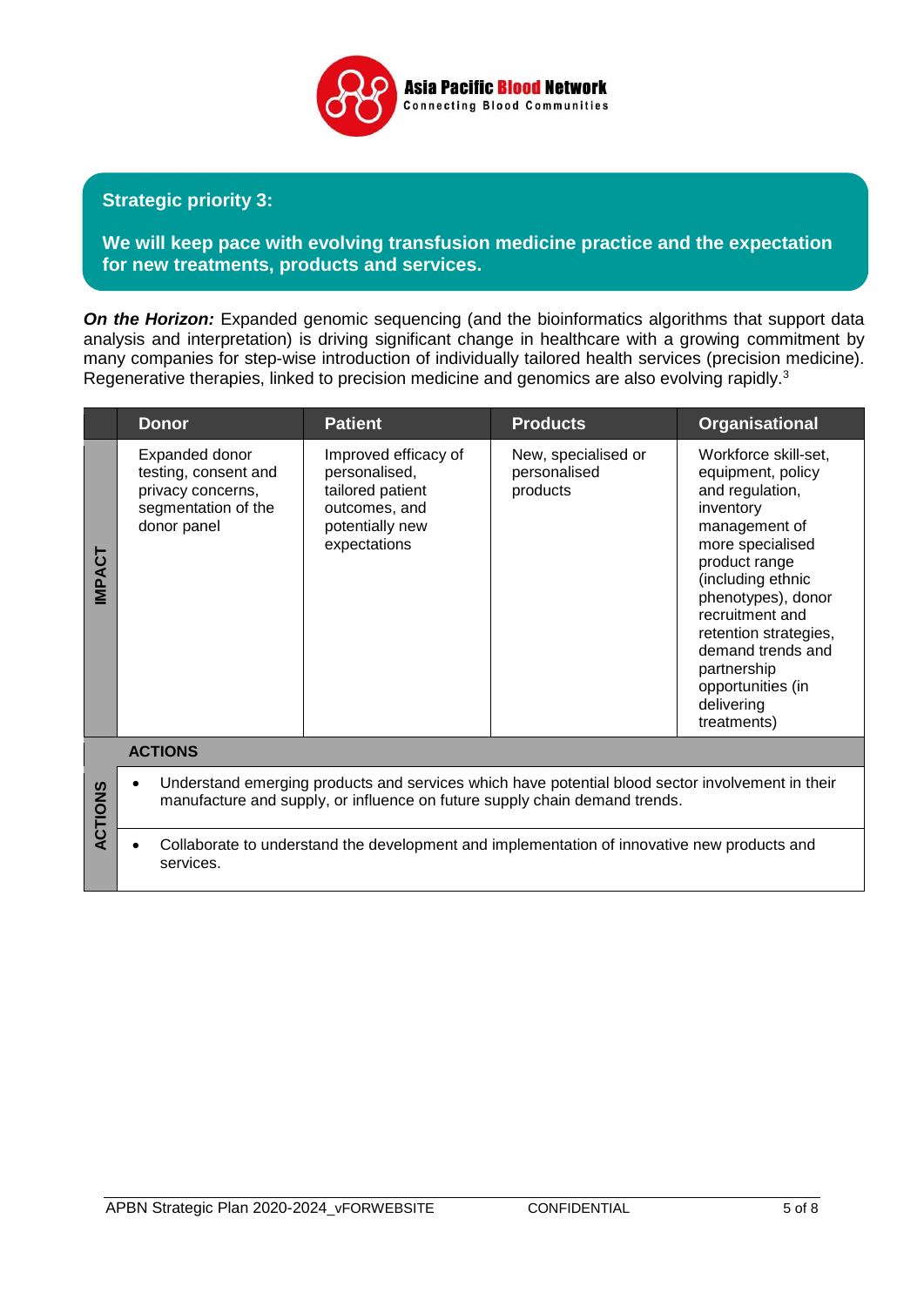Asia Pacific Blood Network
Connecting Blood Communities

## Strategic priority 3:

**We will keep pace with evolving transfusion medicine practice and the expectation for new treatments, products and services.**

***On the Horizon:*** Expanded genomic sequencing (and the bioinformatics algorithms that support data analysis and interpretation) is driving significant change in healthcare with a growing commitment by many companies for step-wise introduction of individually tailored health services (precision medicine). Regenerative therapies, linked to precision medicine and genomics are also evolving rapidly.[3]

| | Donor | Patient | Products | Organisational |
|---|---|---|---|---|
| **IMPACT** | Expanded donor testing, consent and privacy concerns, segmentation of the donor panel | Improved efficacy of personalised, tailored patient outcomes, and potentially new expectations | New, specialised or personalised products | Workforce skill-set, equipment, policy and regulation, inventory management of more specialised product range (including ethnic phenotypes), donor recruitment and retention strategies, demand trends and partnership opportunities (in delivering treatments) |

| | ACTIONS |
|---|---|
| **ACTIONS** | • Understand emerging products and services which have potential blood sector involvement in their manufacture and supply, or influence on future supply chain demand trends. |
| | • Collaborate to understand the development and implementation of innovative new products and services. |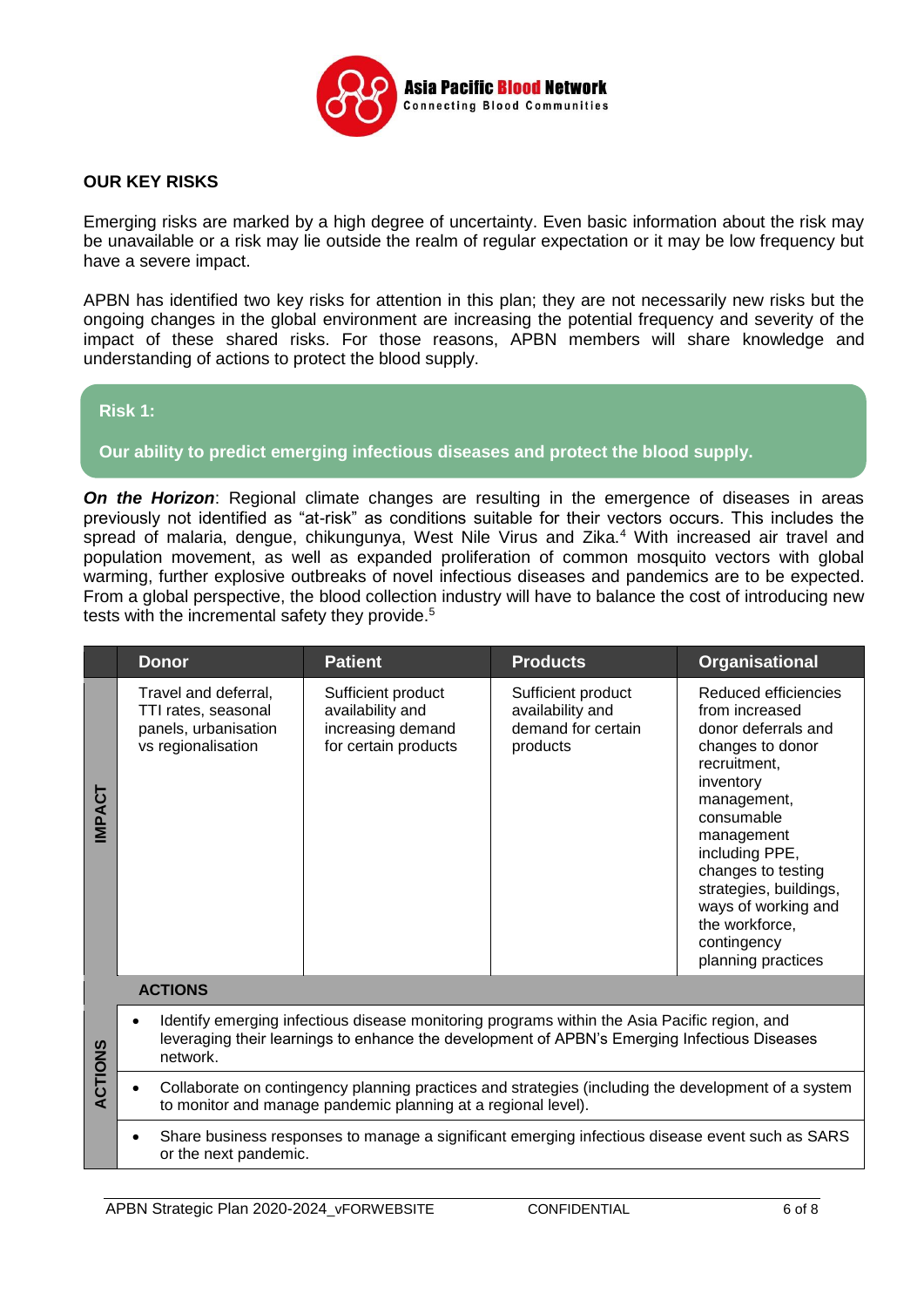## OUR KEY RISKS

Emerging risks are marked by a high degree of uncertainty. Even basic information about the risk may be unavailable or a risk may lie outside the realm of regular expectation or it may be low frequency but have a severe impact.

APBN has identified two key risks for attention in this plan; they are not necessarily new risks but the ongoing changes in the global environment are increasing the potential frequency and severity of the impact of these shared risks. For those reasons, APBN members will share knowledge and understanding of actions to protect the blood supply.

### Risk 1:

**Our ability to predict emerging infectious diseases and protect the blood supply.**

***On the Horizon***: Regional climate changes are resulting in the emergence of diseases in areas previously not identified as "at-risk" as conditions suitable for their vectors occurs. This includes the spread of malaria, dengue, chikungunya, West Nile Virus and Zika.[4] With increased air travel and population movement, as well as expanded proliferation of common mosquito vectors with global warming, further explosive outbreaks of novel infectious diseases and pandemics are to be expected. From a global perspective, the blood collection industry will have to balance the cost of introducing new tests with the incremental safety they provide.[5]

| | Donor | Patient | Products | Organisational |
|---|---|---|---|---|
| **IMPACT** | Travel and deferral, TTI rates, seasonal panels, urbanisation vs regionalisation | Sufficient product availability and increasing demand for certain products | Sufficient product availability and demand for certain products | Reduced efficiencies from increased donor deferrals and changes to donor recruitment, inventory management, consumable management including PPE, changes to testing strategies, buildings, ways of working and the workforce, contingency planning practices |
| | **ACTIONS** | | | |
| **ACTIONS** | • Identify emerging infectious disease monitoring programs within the Asia Pacific region, and leveraging their learnings to enhance the development of APBN's Emerging Infectious Diseases network. | | | |
| | • Collaborate on contingency planning practices and strategies (including the development of a system to monitor and manage pandemic planning at a regional level). | | | |
| | • Share business responses to manage a significant emerging infectious disease event such as SARS or the next pandemic. | | | |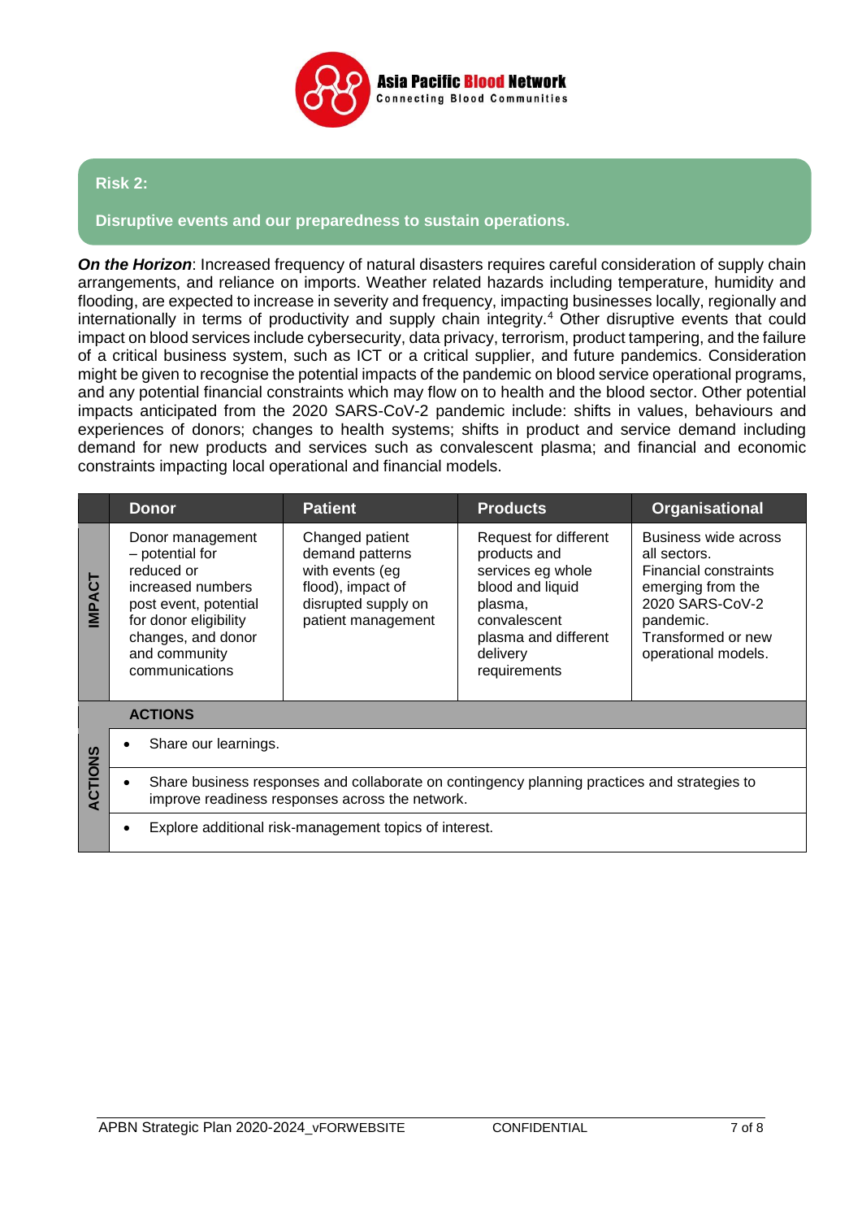## Risk 2:

**Disruptive events and our preparedness to sustain operations.**

***On the Horizon***: Increased frequency of natural disasters requires careful consideration of supply chain arrangements, and reliance on imports. Weather related hazards including temperature, humidity and flooding, are expected to increase in severity and frequency, impacting businesses locally, regionally and internationally in terms of productivity and supply chain integrity.[4] Other disruptive events that could impact on blood services include cybersecurity, data privacy, terrorism, product tampering, and the failure of a critical business system, such as ICT or a critical supplier, and future pandemics. Consideration might be given to recognise the potential impacts of the pandemic on blood service operational programs, and any potential financial constraints which may flow on to health and the blood sector. Other potential impacts anticipated from the 2020 SARS-CoV-2 pandemic include: shifts in values, behaviours and experiences of donors; changes to health systems; shifts in product and service demand including demand for new products and services such as convalescent plasma; and financial and economic constraints impacting local operational and financial models.

| | Donor | Patient | Products | Organisational |
|---|---|---|---|---|
| **IMPACT** | Donor management – potential for reduced or increased numbers post event, potential for donor eligibility changes, and donor and community communications | Changed patient demand patterns with events (eg flood), impact of disrupted supply on patient management | Request for different products and services eg whole blood and liquid plasma, convalescent plasma and different delivery requirements | Business wide across all sectors. Financial constraints emerging from the 2020 SARS-CoV-2 pandemic. Transformed or new operational models. |

**ACTIONS**

- Share our learnings.
- Share business responses and collaborate on contingency planning practices and strategies to improve readiness responses across the network.
- Explore additional risk-management topics of interest.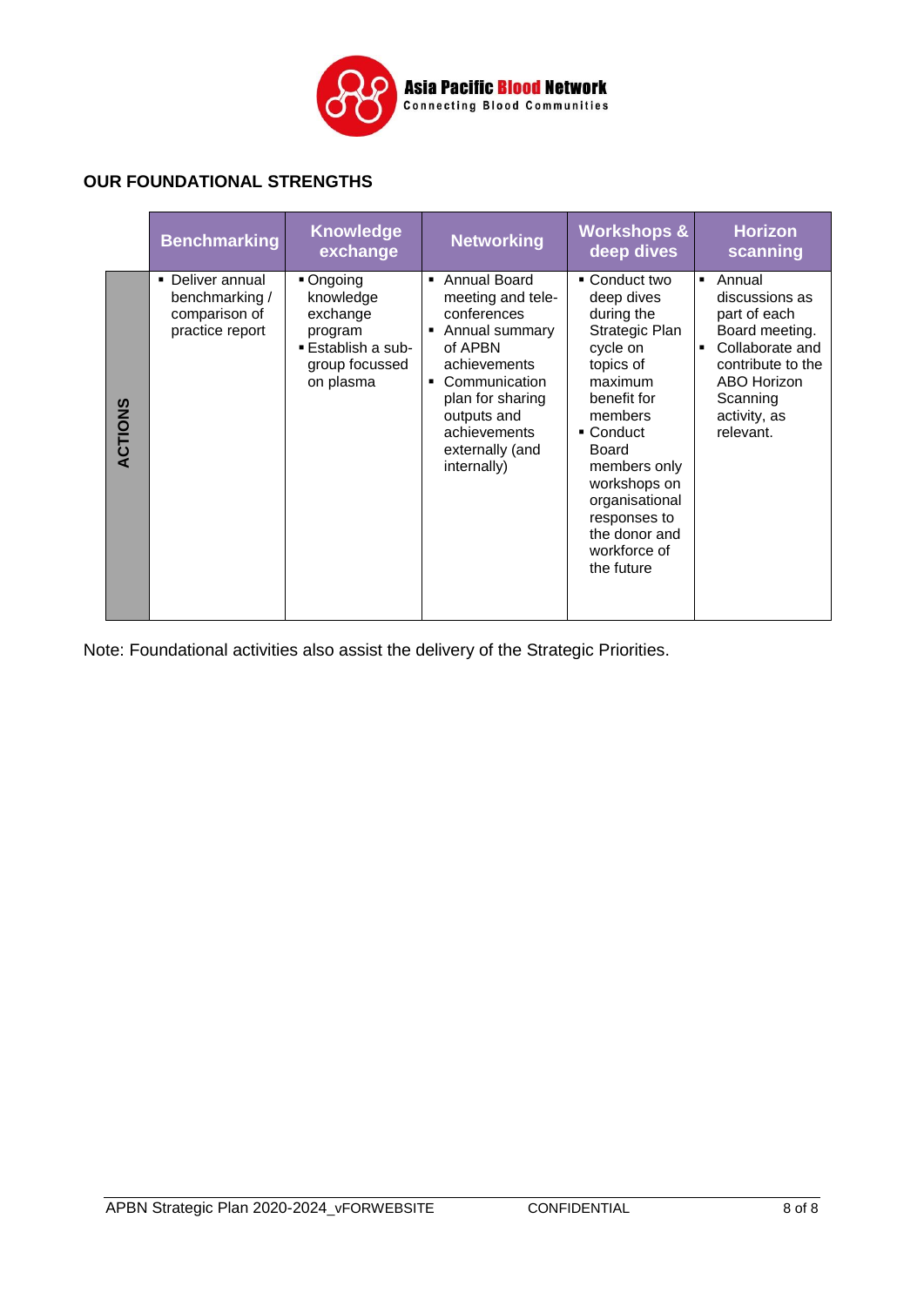## OUR FOUNDATIONAL STRENGTHS

| | Benchmarking | Knowledge exchange | Networking | Workshops & deep dives | Horizon scanning |
|---|---|---|---|---|---|
| ACTIONS | ▪ Deliver annual benchmarking / comparison of practice report | ▪ Ongoing knowledge exchange program<br>▪ Establish a sub-group focussed on plasma | ▪ Annual Board meeting and tele-conferences<br>▪ Annual summary of APBN achievements<br>▪ Communication plan for sharing outputs and achievements externally (and internally) | ▪ Conduct two deep dives during the Strategic Plan cycle on topics of maximum benefit for members<br>▪ Conduct Board members only workshops on organisational responses to the donor and workforce of the future | ▪ Annual discussions as part of each Board meeting.<br>▪ Collaborate and contribute to the ABO Horizon Scanning activity, as relevant. |

Note: Foundational activities also assist the delivery of the Strategic Priorities.